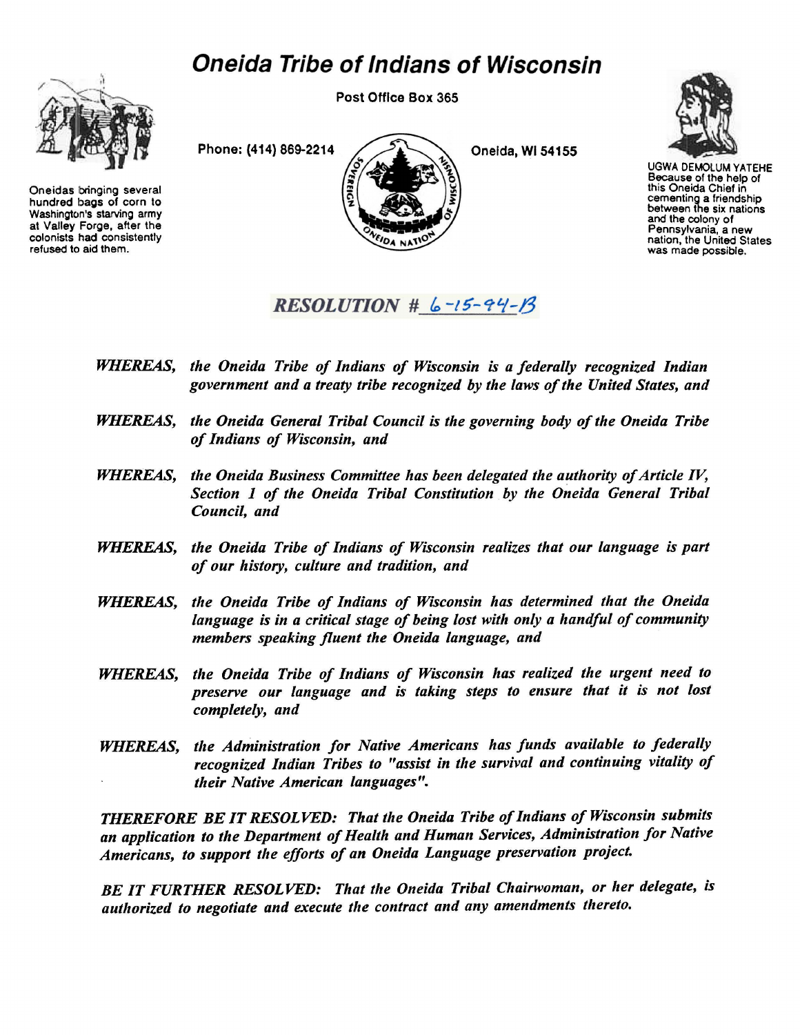# Oneida Tribe of Indians of Wisconsin

Post Office Box 365

Phone: (414) 869-2214

Oneida, WI 54155

Oneidas bringing several hundred bags of corn to Washington's starving army at Valley Forge, after the colonists had consistently refused to aid them.

UGWA DEMOLUM YATEHE
Because of the help of this Oneida Chief in cementing a friendship between the six nations and the colony of Pennsylvania, a new nation, the United States was made possible.

## *RESOLUTION # 6-15-94-B*

***WHEREAS,*** *the Oneida Tribe of Indians of Wisconsin is a federally recognized Indian government and a treaty tribe recognized by the laws of the United States, and*

***WHEREAS,*** *the Oneida General Tribal Council is the governing body of the Oneida Tribe of Indians of Wisconsin, and*

***WHEREAS,*** *the Oneida Business Committee has been delegated the authority of Article IV, Section 1 of the Oneida Tribal Constitution by the Oneida General Tribal Council, and*

***WHEREAS,*** *the Oneida Tribe of Indians of Wisconsin realizes that our language is part of our history, culture and tradition, and*

***WHEREAS,*** *the Oneida Tribe of Indians of Wisconsin has determined that the Oneida language is in a critical stage of being lost with only a handful of community members speaking fluent the Oneida language, and*

***WHEREAS,*** *the Oneida Tribe of Indians of Wisconsin has realized the urgent need to preserve our language and is taking steps to ensure that it is not lost completely, and*

***WHEREAS,*** *the Administration for Native Americans has funds available to federally recognized Indian Tribes to "assist in the survival and continuing vitality of their Native American languages".*

***THEREFORE BE IT RESOLVED:*** *That the Oneida Tribe of Indians of Wisconsin submits an application to the Department of Health and Human Services, Administration for Native Americans, to support the efforts of an Oneida Language preservation project.*

***BE IT FURTHER RESOLVED:*** *That the Oneida Tribal Chairwoman, or her delegate, is authorized to negotiate and execute the contract and any amendments thereto.*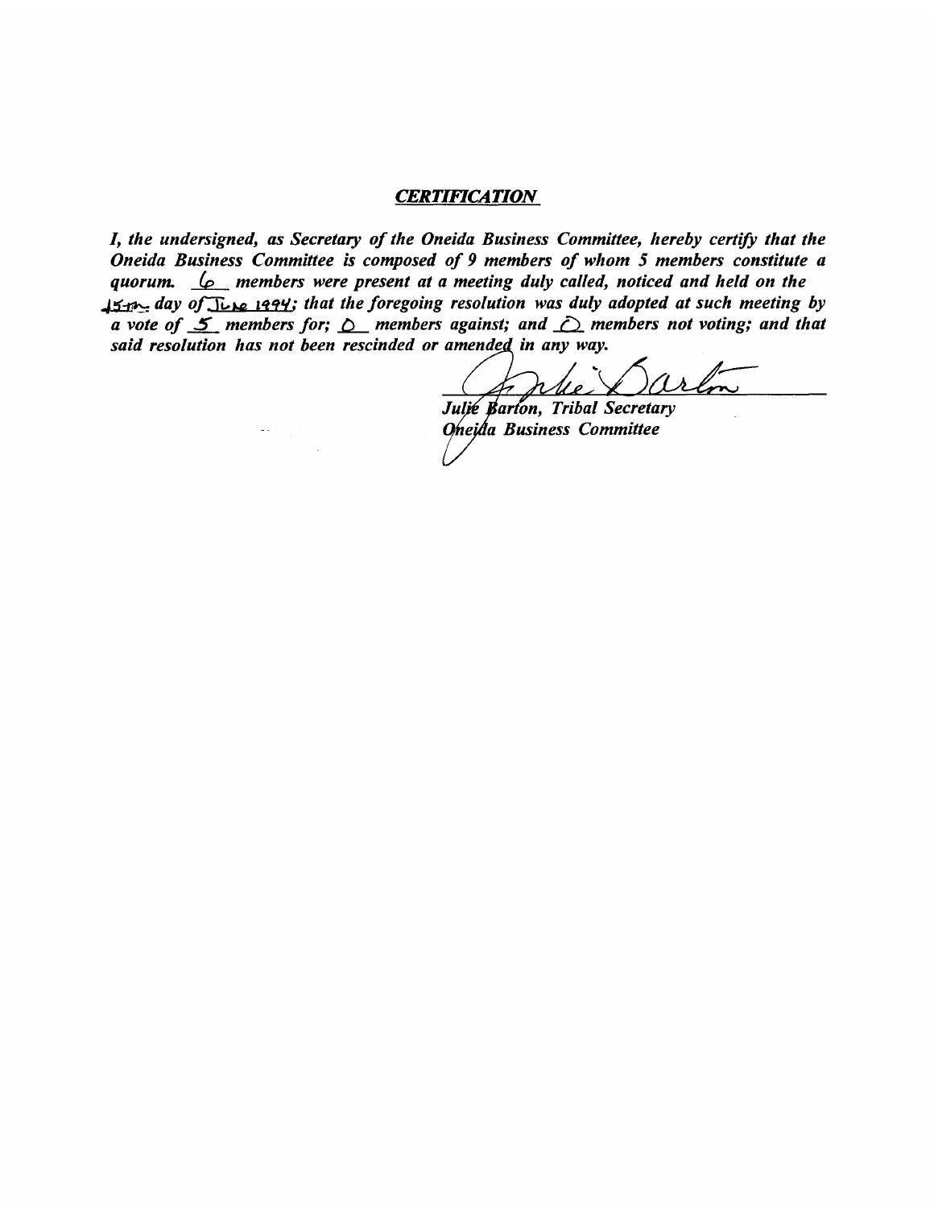## ***CERTIFICATION***

*I, the undersigned, as Secretary of the Oneida Business Committee, hereby certify that the Oneida Business Committee is composed of 9 members of whom 5 members constitute a quorum. 6 members were present at a meeting duly called, noticed and held on the 15th day of June 1994; that the foregoing resolution was duly adopted at such meeting by a vote of 5 members for; 0 members against; and 0 members not voting; and that said resolution has not been rescinded or amended in any way.*

*Julie Barton, Tribal Secretary*
*Oneida Business Committee*